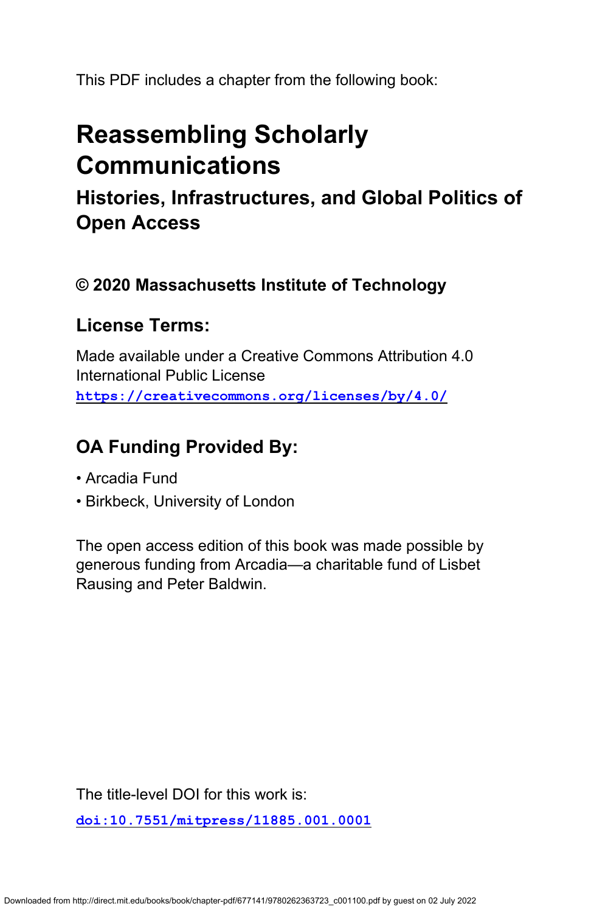This PDF includes a chapter from the following book:

# Reassembling Scholarly Communications

## Histories, Infrastructures, and Global Politics of Open Access

### © 2020 Massachusetts Institute of Technology

### License Terms:

Made available under a Creative Commons Attribution 4.0 International Public License
https://creativecommons.org/licenses/by/4.0/

### OA Funding Provided By:

- Arcadia Fund
- Birkbeck, University of London

The open access edition of this book was made possible by generous funding from Arcadia—a charitable fund of Lisbet Rausing and Peter Baldwin.

The title-level DOI for this work is:

doi:10.7551/mitpress/11885.001.0001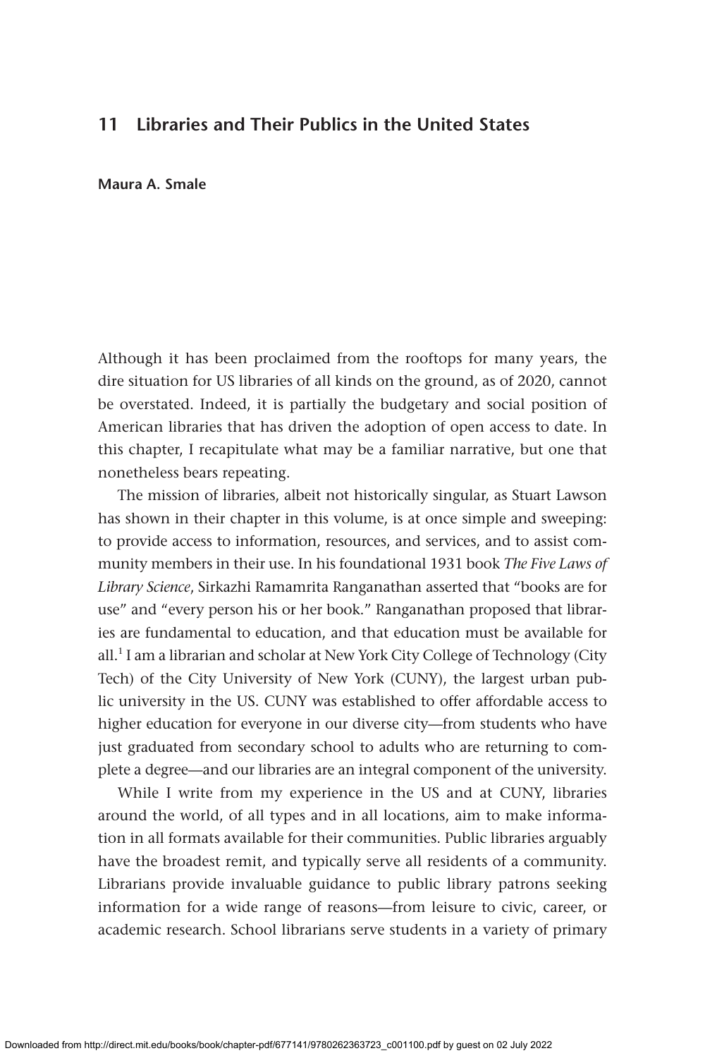# 11 Libraries and Their Publics in the United States

**Maura A. Smale**

Although it has been proclaimed from the rooftops for many years, the dire situation for US libraries of all kinds on the ground, as of 2020, cannot be overstated. Indeed, it is partially the budgetary and social position of American libraries that has driven the adoption of open access to date. In this chapter, I recapitulate what may be a familiar narrative, but one that nonetheless bears repeating.

The mission of libraries, albeit not historically singular, as Stuart Lawson has shown in their chapter in this volume, is at once simple and sweeping: to provide access to information, resources, and services, and to assist community members in their use. In his foundational 1931 book *The Five Laws of Library Science*, Sirkazhi Ramamrita Ranganathan asserted that "books are for use" and "every person his or her book." Ranganathan proposed that libraries are fundamental to education, and that education must be available for all.[1] I am a librarian and scholar at New York City College of Technology (City Tech) of the City University of New York (CUNY), the largest urban public university in the US. CUNY was established to offer affordable access to higher education for everyone in our diverse city—from students who have just graduated from secondary school to adults who are returning to complete a degree—and our libraries are an integral component of the university.

While I write from my experience in the US and at CUNY, libraries around the world, of all types and in all locations, aim to make information in all formats available for their communities. Public libraries arguably have the broadest remit, and typically serve all residents of a community. Librarians provide invaluable guidance to public library patrons seeking information for a wide range of reasons—from leisure to civic, career, or academic research. School librarians serve students in a variety of primary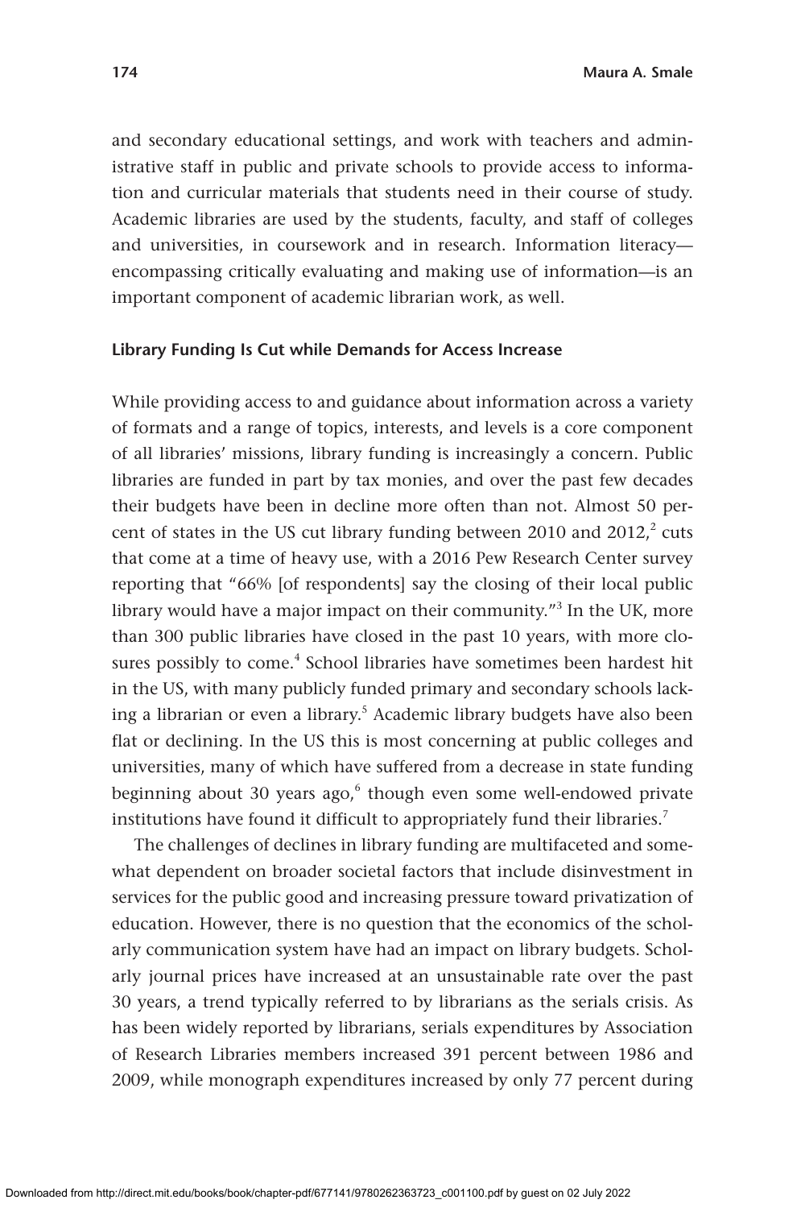and secondary educational settings, and work with teachers and administrative staff in public and private schools to provide access to information and curricular materials that students need in their course of study. Academic libraries are used by the students, faculty, and staff of colleges and universities, in coursework and in research. Information literacy—encompassing critically evaluating and making use of information—is an important component of academic librarian work, as well.

### Library Funding Is Cut while Demands for Access Increase

While providing access to and guidance about information across a variety of formats and a range of topics, interests, and levels is a core component of all libraries' missions, library funding is increasingly a concern. Public libraries are funded in part by tax monies, and over the past few decades their budgets have been in decline more often than not. Almost 50 percent of states in the US cut library funding between 2010 and 2012,[2] cuts that come at a time of heavy use, with a 2016 Pew Research Center survey reporting that "66% [of respondents] say the closing of their local public library would have a major impact on their community."[3] In the UK, more than 300 public libraries have closed in the past 10 years, with more closures possibly to come.[4] School libraries have sometimes been hardest hit in the US, with many publicly funded primary and secondary schools lacking a librarian or even a library.[5] Academic library budgets have also been flat or declining. In the US this is most concerning at public colleges and universities, many of which have suffered from a decrease in state funding beginning about 30 years ago,[6] though even some well-endowed private institutions have found it difficult to appropriately fund their libraries.[7]

The challenges of declines in library funding are multifaceted and somewhat dependent on broader societal factors that include disinvestment in services for the public good and increasing pressure toward privatization of education. However, there is no question that the economics of the scholarly communication system have had an impact on library budgets. Scholarly journal prices have increased at an unsustainable rate over the past 30 years, a trend typically referred to by librarians as the serials crisis. As has been widely reported by librarians, serials expenditures by Association of Research Libraries members increased 391 percent between 1986 and 2009, while monograph expenditures increased by only 77 percent during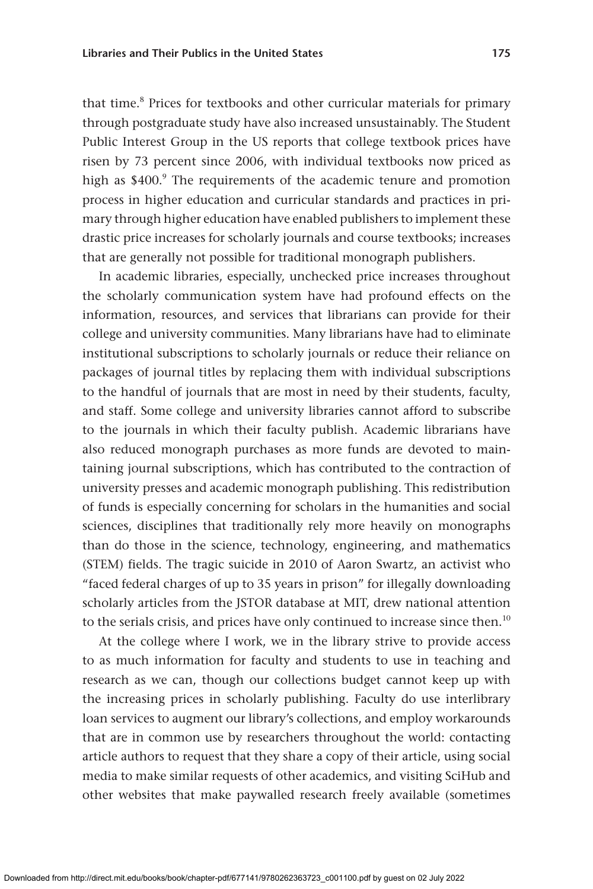that time.[8] Prices for textbooks and other curricular materials for primary through postgraduate study have also increased unsustainably. The Student Public Interest Group in the US reports that college textbook prices have risen by 73 percent since 2006, with individual textbooks now priced as high as $400.[9] The requirements of the academic tenure and promotion process in higher education and curricular standards and practices in primary through higher education have enabled publishers to implement these drastic price increases for scholarly journals and course textbooks; increases that are generally not possible for traditional monograph publishers.

In academic libraries, especially, unchecked price increases throughout the scholarly communication system have had profound effects on the information, resources, and services that librarians can provide for their college and university communities. Many librarians have had to eliminate institutional subscriptions to scholarly journals or reduce their reliance on packages of journal titles by replacing them with individual subscriptions to the handful of journals that are most in need by their students, faculty, and staff. Some college and university libraries cannot afford to subscribe to the journals in which their faculty publish. Academic librarians have also reduced monograph purchases as more funds are devoted to maintaining journal subscriptions, which has contributed to the contraction of university presses and academic monograph publishing. This redistribution of funds is especially concerning for scholars in the humanities and social sciences, disciplines that traditionally rely more heavily on monographs than do those in the science, technology, engineering, and mathematics (STEM) fields. The tragic suicide in 2010 of Aaron Swartz, an activist who "faced federal charges of up to 35 years in prison" for illegally downloading scholarly articles from the JSTOR database at MIT, drew national attention to the serials crisis, and prices have only continued to increase since then.[10]

At the college where I work, we in the library strive to provide access to as much information for faculty and students to use in teaching and research as we can, though our collections budget cannot keep up with the increasing prices in scholarly publishing. Faculty do use interlibrary loan services to augment our library's collections, and employ workarounds that are in common use by researchers throughout the world: contacting article authors to request that they share a copy of their article, using social media to make similar requests of other academics, and visiting SciHub and other websites that make paywalled research freely available (sometimes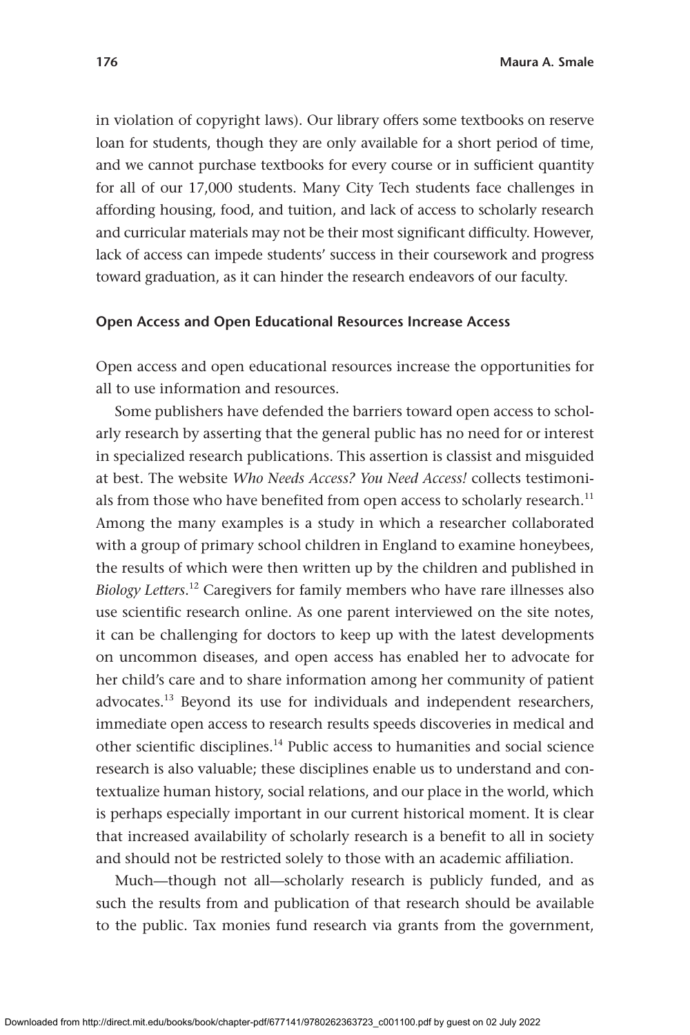in violation of copyright laws). Our library offers some textbooks on reserve loan for students, though they are only available for a short period of time, and we cannot purchase textbooks for every course or in sufficient quantity for all of our 17,000 students. Many City Tech students face challenges in affording housing, food, and tuition, and lack of access to scholarly research and curricular materials may not be their most significant difficulty. However, lack of access can impede students' success in their coursework and progress toward graduation, as it can hinder the research endeavors of our faculty.

### Open Access and Open Educational Resources Increase Access

Open access and open educational resources increase the opportunities for all to use information and resources.

Some publishers have defended the barriers toward open access to scholarly research by asserting that the general public has no need for or interest in specialized research publications. This assertion is classist and misguided at best. The website *Who Needs Access? You Need Access!* collects testimonials from those who have benefited from open access to scholarly research.[11] Among the many examples is a study in which a researcher collaborated with a group of primary school children in England to examine honeybees, the results of which were then written up by the children and published in *Biology Letters*.[12] Caregivers for family members who have rare illnesses also use scientific research online. As one parent interviewed on the site notes, it can be challenging for doctors to keep up with the latest developments on uncommon diseases, and open access has enabled her to advocate for her child's care and to share information among her community of patient advocates.[13] Beyond its use for individuals and independent researchers, immediate open access to research results speeds discoveries in medical and other scientific disciplines.[14] Public access to humanities and social science research is also valuable; these disciplines enable us to understand and contextualize human history, social relations, and our place in the world, which is perhaps especially important in our current historical moment. It is clear that increased availability of scholarly research is a benefit to all in society and should not be restricted solely to those with an academic affiliation.

Much—though not all—scholarly research is publicly funded, and as such the results from and publication of that research should be available to the public. Tax monies fund research via grants from the government,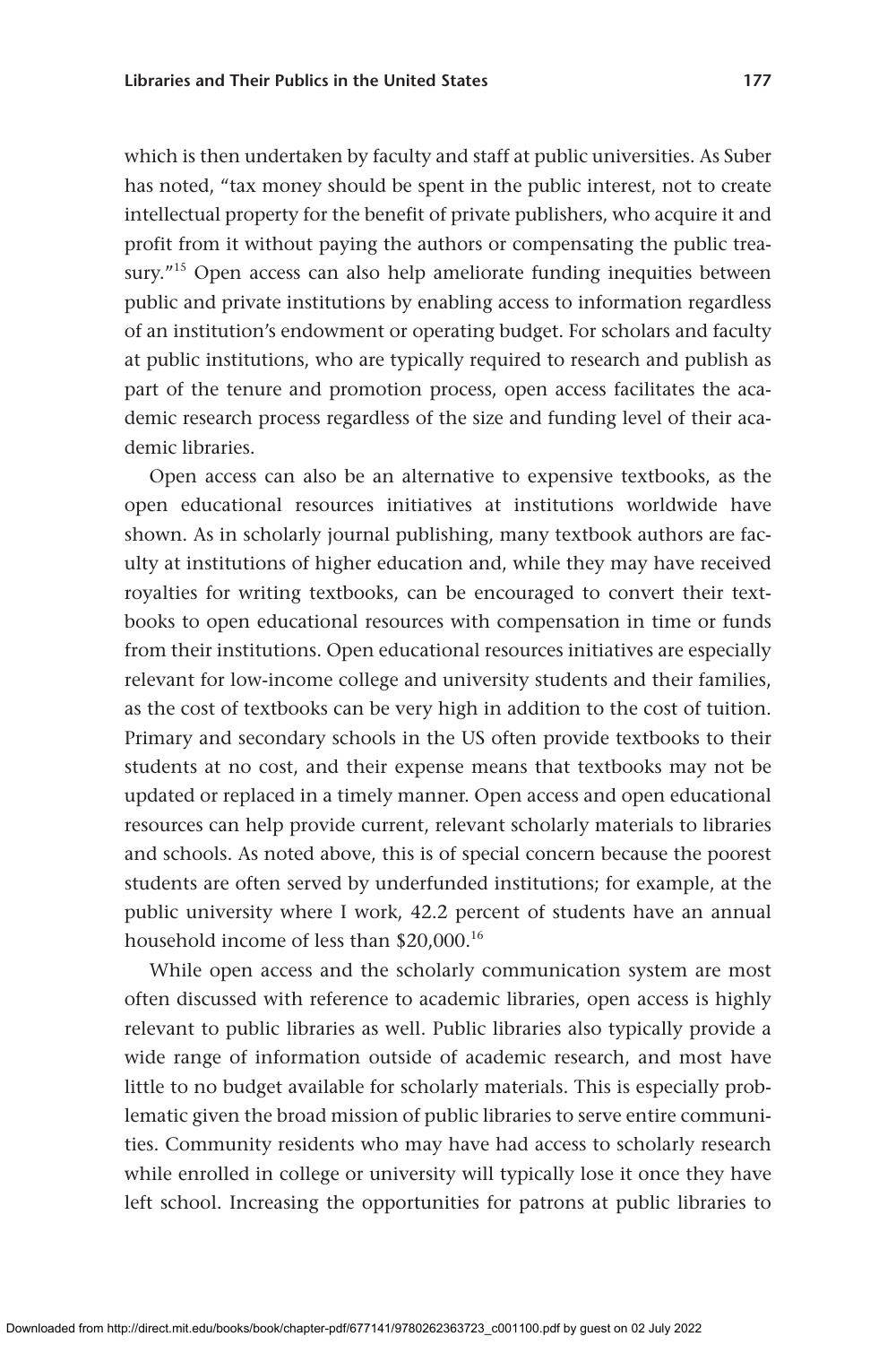which is then undertaken by faculty and staff at public universities. As Suber has noted, "tax money should be spent in the public interest, not to create intellectual property for the benefit of private publishers, who acquire it and profit from it without paying the authors or compensating the public treasury."[15] Open access can also help ameliorate funding inequities between public and private institutions by enabling access to information regardless of an institution's endowment or operating budget. For scholars and faculty at public institutions, who are typically required to research and publish as part of the tenure and promotion process, open access facilitates the academic research process regardless of the size and funding level of their academic libraries.

Open access can also be an alternative to expensive textbooks, as the open educational resources initiatives at institutions worldwide have shown. As in scholarly journal publishing, many textbook authors are faculty at institutions of higher education and, while they may have received royalties for writing textbooks, can be encouraged to convert their textbooks to open educational resources with compensation in time or funds from their institutions. Open educational resources initiatives are especially relevant for low-income college and university students and their families, as the cost of textbooks can be very high in addition to the cost of tuition. Primary and secondary schools in the US often provide textbooks to their students at no cost, and their expense means that textbooks may not be updated or replaced in a timely manner. Open access and open educational resources can help provide current, relevant scholarly materials to libraries and schools. As noted above, this is of special concern because the poorest students are often served by underfunded institutions; for example, at the public university where I work, 42.2 percent of students have an annual household income of less than $20,000.[16]

While open access and the scholarly communication system are most often discussed with reference to academic libraries, open access is highly relevant to public libraries as well. Public libraries also typically provide a wide range of information outside of academic research, and most have little to no budget available for scholarly materials. This is especially problematic given the broad mission of public libraries to serve entire communities. Community residents who may have had access to scholarly research while enrolled in college or university will typically lose it once they have left school. Increasing the opportunities for patrons at public libraries to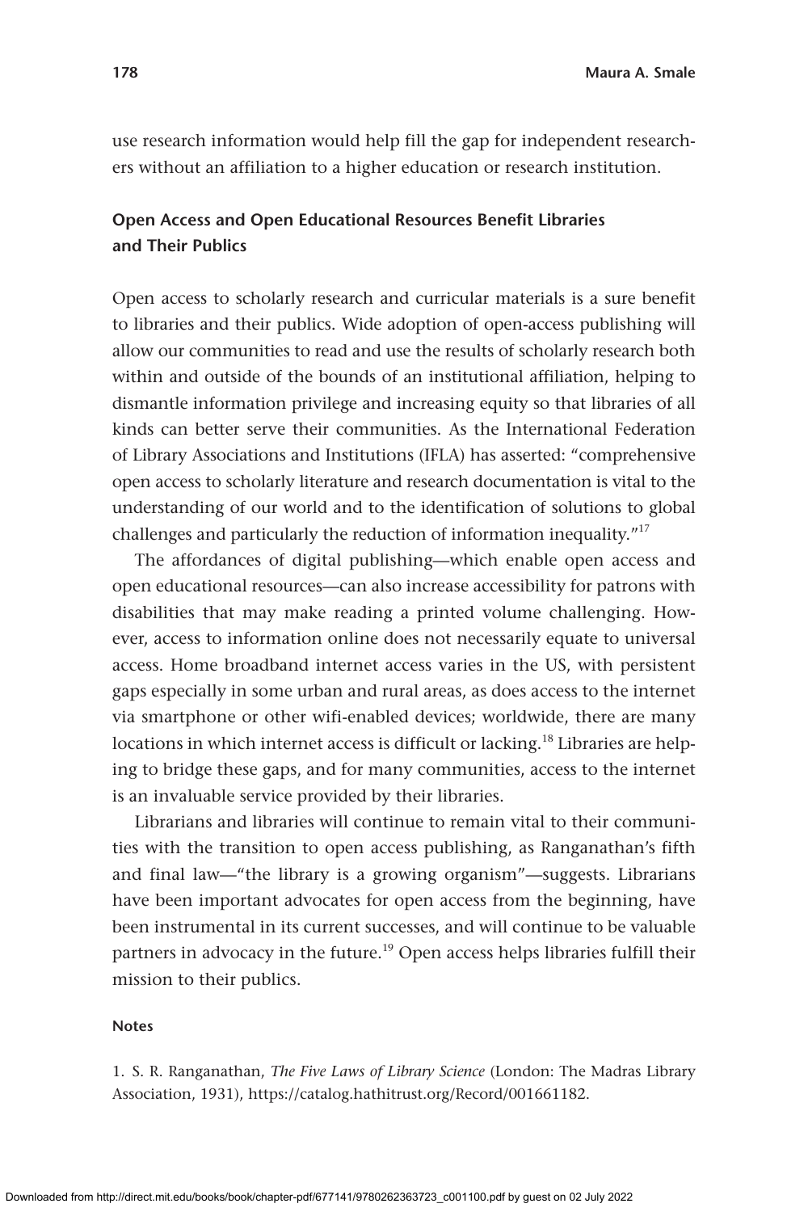use research information would help fill the gap for independent researchers without an affiliation to a higher education or research institution.

## Open Access and Open Educational Resources Benefit Libraries and Their Publics

Open access to scholarly research and curricular materials is a sure benefit to libraries and their publics. Wide adoption of open-access publishing will allow our communities to read and use the results of scholarly research both within and outside of the bounds of an institutional affiliation, helping to dismantle information privilege and increasing equity so that libraries of all kinds can better serve their communities. As the International Federation of Library Associations and Institutions (IFLA) has asserted: "comprehensive open access to scholarly literature and research documentation is vital to the understanding of our world and to the identification of solutions to global challenges and particularly the reduction of information inequality."[17]

The affordances of digital publishing—which enable open access and open educational resources—can also increase accessibility for patrons with disabilities that may make reading a printed volume challenging. However, access to information online does not necessarily equate to universal access. Home broadband internet access varies in the US, with persistent gaps especially in some urban and rural areas, as does access to the internet via smartphone or other wifi-enabled devices; worldwide, there are many locations in which internet access is difficult or lacking.[18] Libraries are helping to bridge these gaps, and for many communities, access to the internet is an invaluable service provided by their libraries.

Librarians and libraries will continue to remain vital to their communities with the transition to open access publishing, as Ranganathan's fifth and final law—"the library is a growing organism"—suggests. Librarians have been important advocates for open access from the beginning, have been instrumental in its current successes, and will continue to be valuable partners in advocacy in the future.[19] Open access helps libraries fulfill their mission to their publics.

### Notes

1. S. R. Ranganathan, *The Five Laws of Library Science* (London: The Madras Library Association, 1931), https://catalog.hathitrust.org/Record/001661182.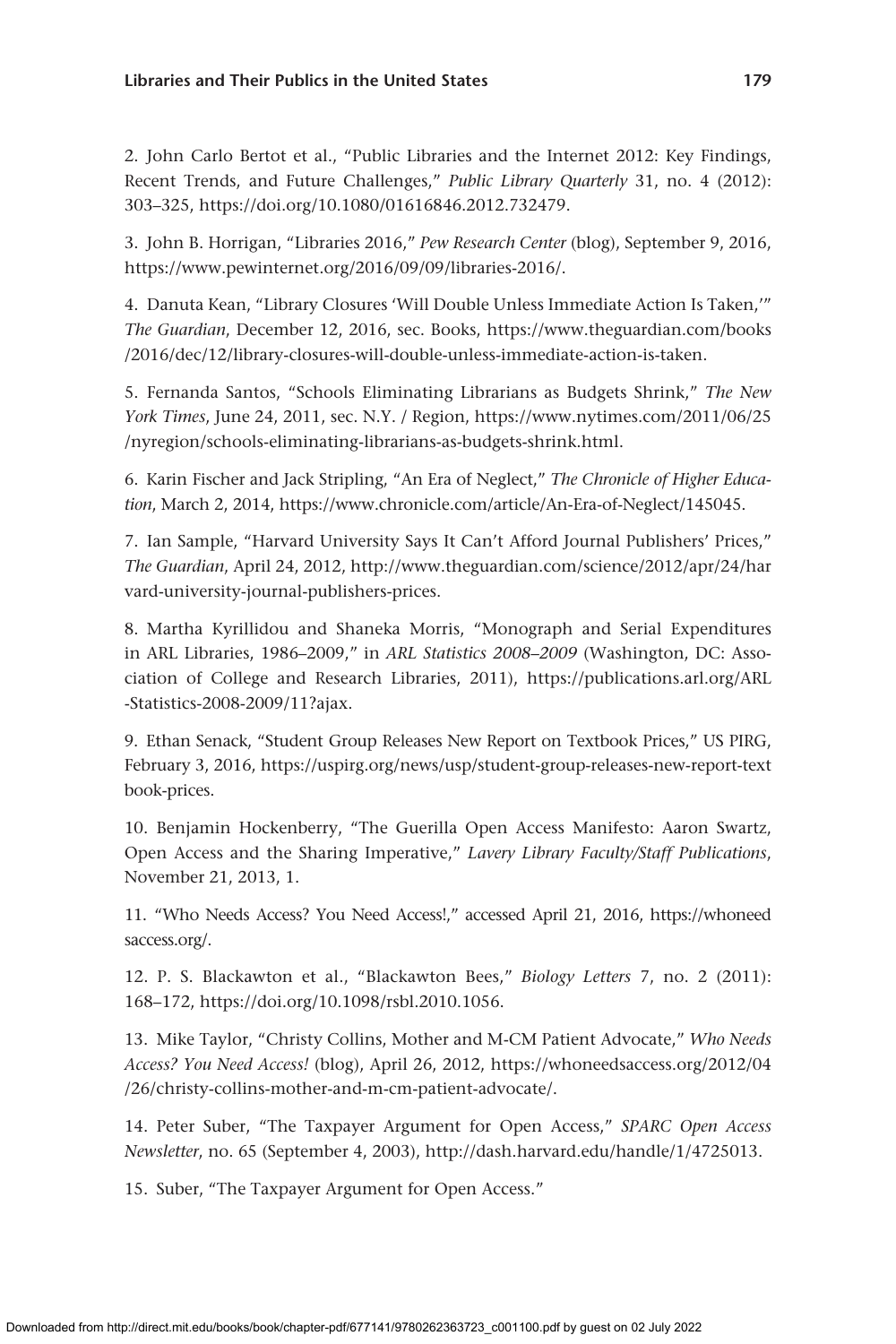2. John Carlo Bertot et al., "Public Libraries and the Internet 2012: Key Findings, Recent Trends, and Future Challenges," *Public Library Quarterly* 31, no. 4 (2012): 303–325, https://doi.org/10.1080/01616846.2012.732479.

3. John B. Horrigan, "Libraries 2016," *Pew Research Center* (blog), September 9, 2016, https://www.pewinternet.org/2016/09/09/libraries-2016/.

4. Danuta Kean, "Library Closures 'Will Double Unless Immediate Action Is Taken,'" *The Guardian*, December 12, 2016, sec. Books, https://www.theguardian.com/books/2016/dec/12/library-closures-will-double-unless-immediate-action-is-taken.

5. Fernanda Santos, "Schools Eliminating Librarians as Budgets Shrink," *The New York Times*, June 24, 2011, sec. N.Y. / Region, https://www.nytimes.com/2011/06/25/nyregion/schools-eliminating-librarians-as-budgets-shrink.html.

6. Karin Fischer and Jack Stripling, "An Era of Neglect," *The Chronicle of Higher Education*, March 2, 2014, https://www.chronicle.com/article/An-Era-of-Neglect/145045.

7. Ian Sample, "Harvard University Says It Can't Afford Journal Publishers' Prices," *The Guardian*, April 24, 2012, http://www.theguardian.com/science/2012/apr/24/harvard-university-journal-publishers-prices.

8. Martha Kyrillidou and Shaneka Morris, "Monograph and Serial Expenditures in ARL Libraries, 1986–2009," in *ARL Statistics 2008–2009* (Washington, DC: Association of College and Research Libraries, 2011), https://publications.arl.org/ARL-Statistics-2008-2009/11?ajax.

9. Ethan Senack, "Student Group Releases New Report on Textbook Prices," US PIRG, February 3, 2016, https://uspirg.org/news/usp/student-group-releases-new-report-textbook-prices.

10. Benjamin Hockenberry, "The Guerilla Open Access Manifesto: Aaron Swartz, Open Access and the Sharing Imperative," *Lavery Library Faculty/Staff Publications*, November 21, 2013, 1.

11. "Who Needs Access? You Need Access!," accessed April 21, 2016, https://whoneedsaccess.org/.

12. P. S. Blackawton et al., "Blackawton Bees," *Biology Letters* 7, no. 2 (2011): 168–172, https://doi.org/10.1098/rsbl.2010.1056.

13. Mike Taylor, "Christy Collins, Mother and M-CM Patient Advocate," *Who Needs Access? You Need Access!* (blog), April 26, 2012, https://whoneedsaccess.org/2012/04/26/christy-collins-mother-and-m-cm-patient-advocate/.

14. Peter Suber, "The Taxpayer Argument for Open Access," *SPARC Open Access Newsletter*, no. 65 (September 4, 2003), http://dash.harvard.edu/handle/1/4725013.

15. Suber, "The Taxpayer Argument for Open Access."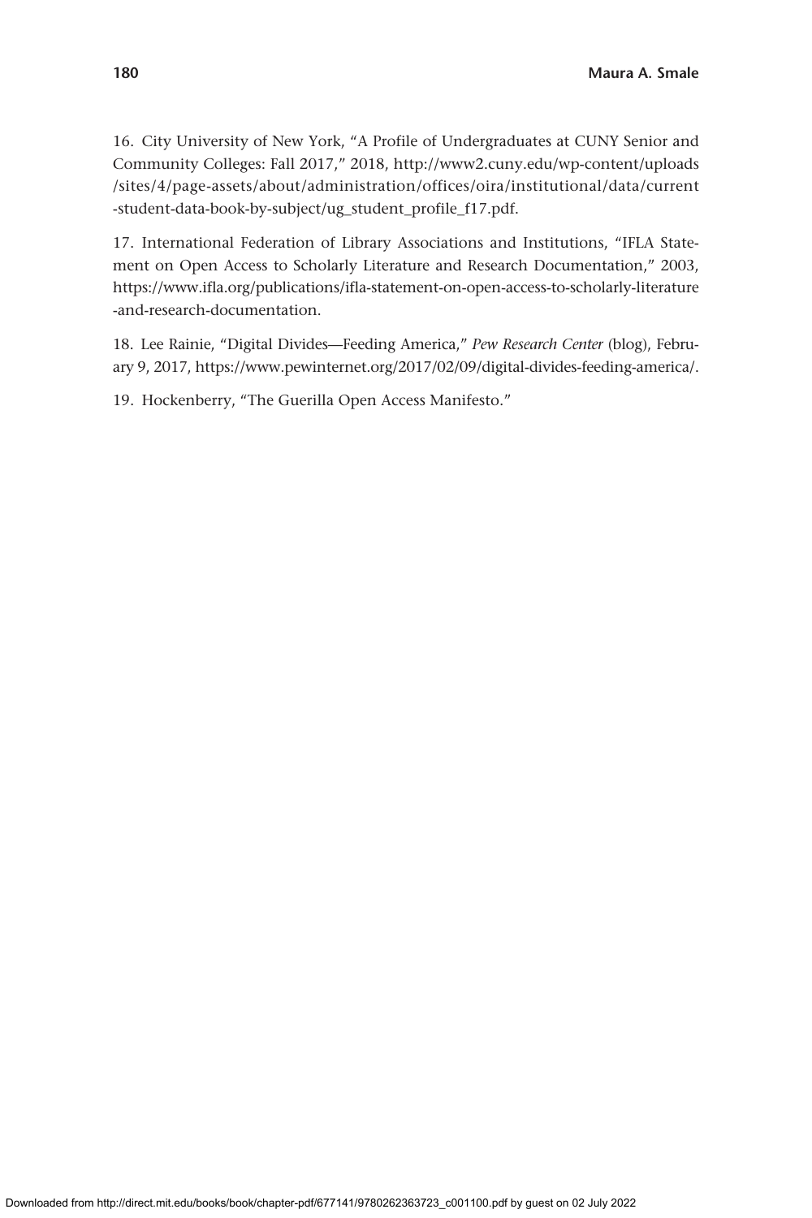16. City University of New York, “A Profile of Undergraduates at CUNY Senior and Community Colleges: Fall 2017,” 2018, http://www2.cuny.edu/wp-content/uploads/sites/4/page-assets/about/administration/offices/oira/institutional/data/current-student-data-book-by-subject/ug_student_profile_f17.pdf.

17. International Federation of Library Associations and Institutions, “IFLA Statement on Open Access to Scholarly Literature and Research Documentation,” 2003, https://www.ifla.org/publications/ifla-statement-on-open-access-to-scholarly-literature-and-research-documentation.

18. Lee Rainie, “Digital Divides—Feeding America,” *Pew Research Center* (blog), February 9, 2017, https://www.pewinternet.org/2017/02/09/digital-divides-feeding-america/.

19. Hockenberry, “The Guerilla Open Access Manifesto.”